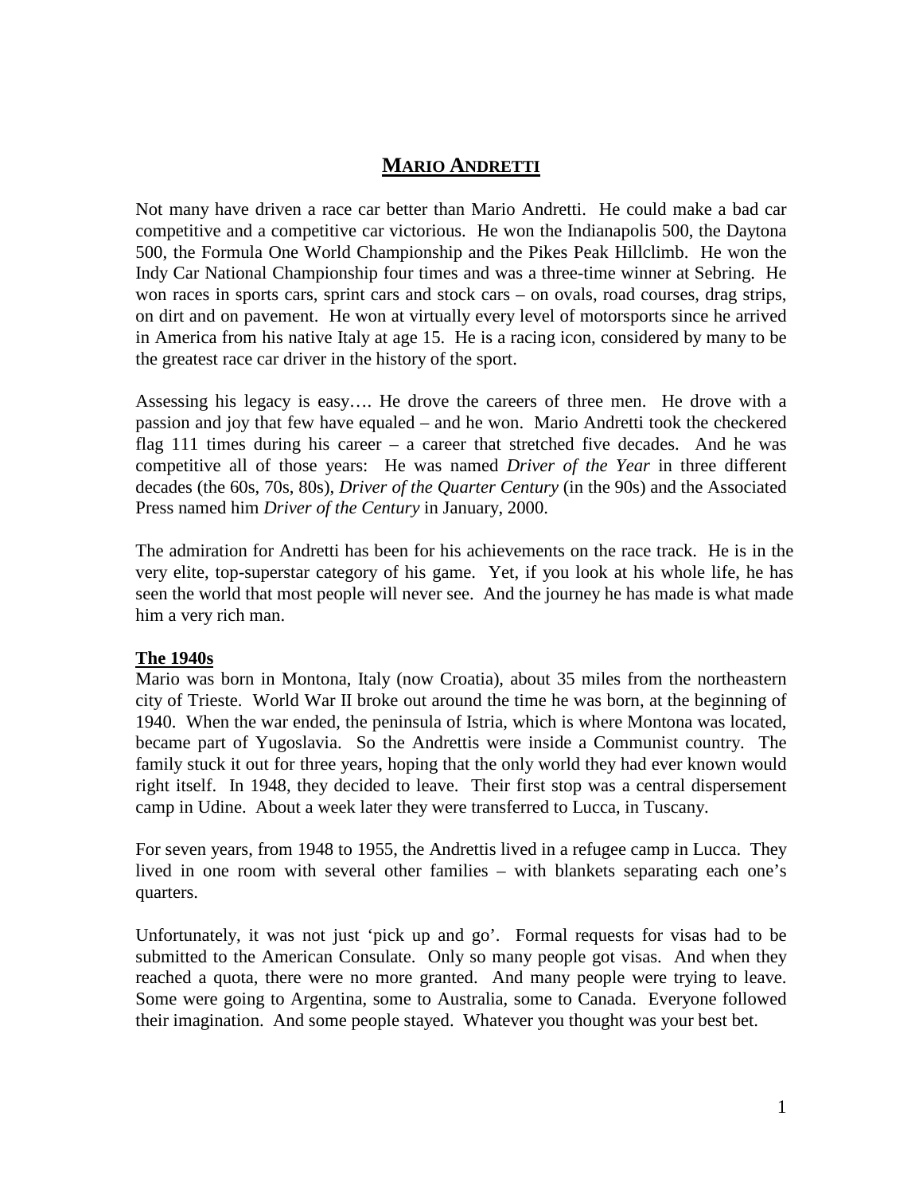# MARIO ANDRETTI

Not many have driven a race car better than Mario Andretti. He could make a bad car competitive and a competitive car victorious. He won the Indianapolis 500, the Daytona 500, the Formula One World Championship and the Pikes Peak Hillclimb. He won the Indy Car National Championship four times and was a three-time winner at Sebring. He won races in sports cars, sprint cars and stock cars – on ovals, road courses, drag strips, on dirt and on pavement. He won at virtually every level of motorsports since he arrived in America from his native Italy at age 15. He is a racing icon, considered by many to be the greatest race car driver in the history of the sport.

Assessing his legacy is easy…. He drove the careers of three men. He drove with a passion and joy that few have equaled – and he won. Mario Andretti took the checkered flag 111 times during his career – a career that stretched five decades. And he was competitive all of those years: He was named *Driver of the Year* in three different decades (the 60s, 70s, 80s), *Driver of the Quarter Century* (in the 90s) and the Associated Press named him *Driver of the Century* in January, 2000.

The admiration for Andretti has been for his achievements on the race track. He is in the very elite, top-superstar category of his game. Yet, if you look at his whole life, he has seen the world that most people will never see. And the journey he has made is what made him a very rich man.

**The 1940s**

Mario was born in Montona, Italy (now Croatia), about 35 miles from the northeastern city of Trieste. World War II broke out around the time he was born, at the beginning of 1940. When the war ended, the peninsula of Istria, which is where Montona was located, became part of Yugoslavia. So the Andrettis were inside a Communist country. The family stuck it out for three years, hoping that the only world they had ever known would right itself. In 1948, they decided to leave. Their first stop was a central dispersement camp in Udine. About a week later they were transferred to Lucca, in Tuscany.

For seven years, from 1948 to 1955, the Andrettis lived in a refugee camp in Lucca. They lived in one room with several other families – with blankets separating each one's quarters.

Unfortunately, it was not just 'pick up and go'. Formal requests for visas had to be submitted to the American Consulate. Only so many people got visas. And when they reached a quota, there were no more granted. And many people were trying to leave. Some were going to Argentina, some to Australia, some to Canada. Everyone followed their imagination. And some people stayed. Whatever you thought was your best bet.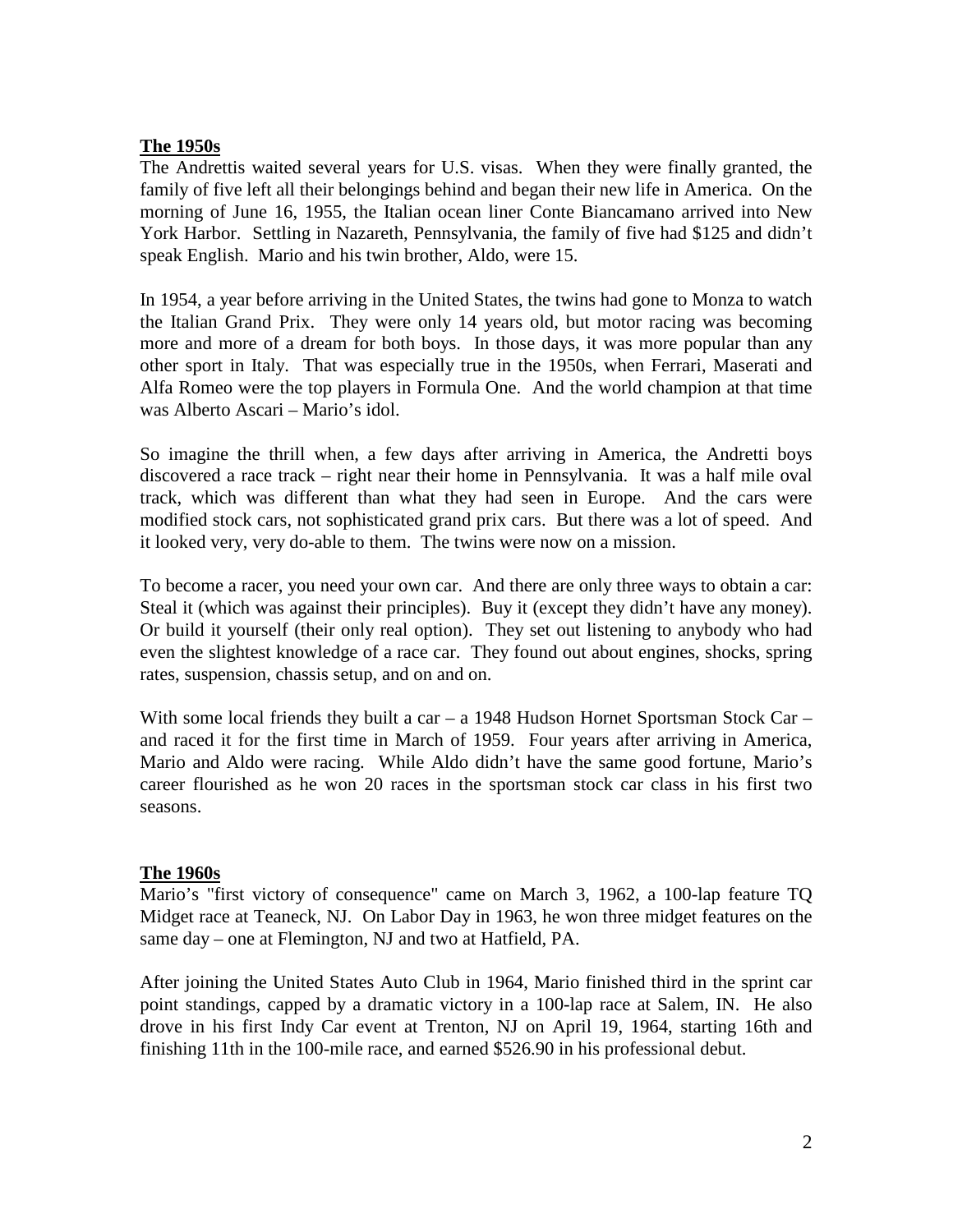## The 1950s

The Andrettis waited several years for U.S. visas. When they were finally granted, the family of five left all their belongings behind and began their new life in America. On the morning of June 16, 1955, the Italian ocean liner Conte Biancamano arrived into New York Harbor. Settling in Nazareth, Pennsylvania, the family of five had $125 and didn't speak English. Mario and his twin brother, Aldo, were 15.

In 1954, a year before arriving in the United States, the twins had gone to Monza to watch the Italian Grand Prix. They were only 14 years old, but motor racing was becoming more and more of a dream for both boys. In those days, it was more popular than any other sport in Italy. That was especially true in the 1950s, when Ferrari, Maserati and Alfa Romeo were the top players in Formula One. And the world champion at that time was Alberto Ascari – Mario's idol.

So imagine the thrill when, a few days after arriving in America, the Andretti boys discovered a race track – right near their home in Pennsylvania. It was a half mile oval track, which was different than what they had seen in Europe. And the cars were modified stock cars, not sophisticated grand prix cars. But there was a lot of speed. And it looked very, very do-able to them. The twins were now on a mission.

To become a racer, you need your own car. And there are only three ways to obtain a car: Steal it (which was against their principles). Buy it (except they didn't have any money). Or build it yourself (their only real option). They set out listening to anybody who had even the slightest knowledge of a race car. They found out about engines, shocks, spring rates, suspension, chassis setup, and on and on.

With some local friends they built a car – a 1948 Hudson Hornet Sportsman Stock Car – and raced it for the first time in March of 1959. Four years after arriving in America, Mario and Aldo were racing. While Aldo didn't have the same good fortune, Mario's career flourished as he won 20 races in the sportsman stock car class in his first two seasons.

## The 1960s

Mario's "first victory of consequence" came on March 3, 1962, a 100-lap feature TQ Midget race at Teaneck, NJ. On Labor Day in 1963, he won three midget features on the same day – one at Flemington, NJ and two at Hatfield, PA.

After joining the United States Auto Club in 1964, Mario finished third in the sprint car point standings, capped by a dramatic victory in a 100-lap race at Salem, IN. He also drove in his first Indy Car event at Trenton, NJ on April 19, 1964, starting 16th and finishing 11th in the 100-mile race, and earned $526.90 in his professional debut.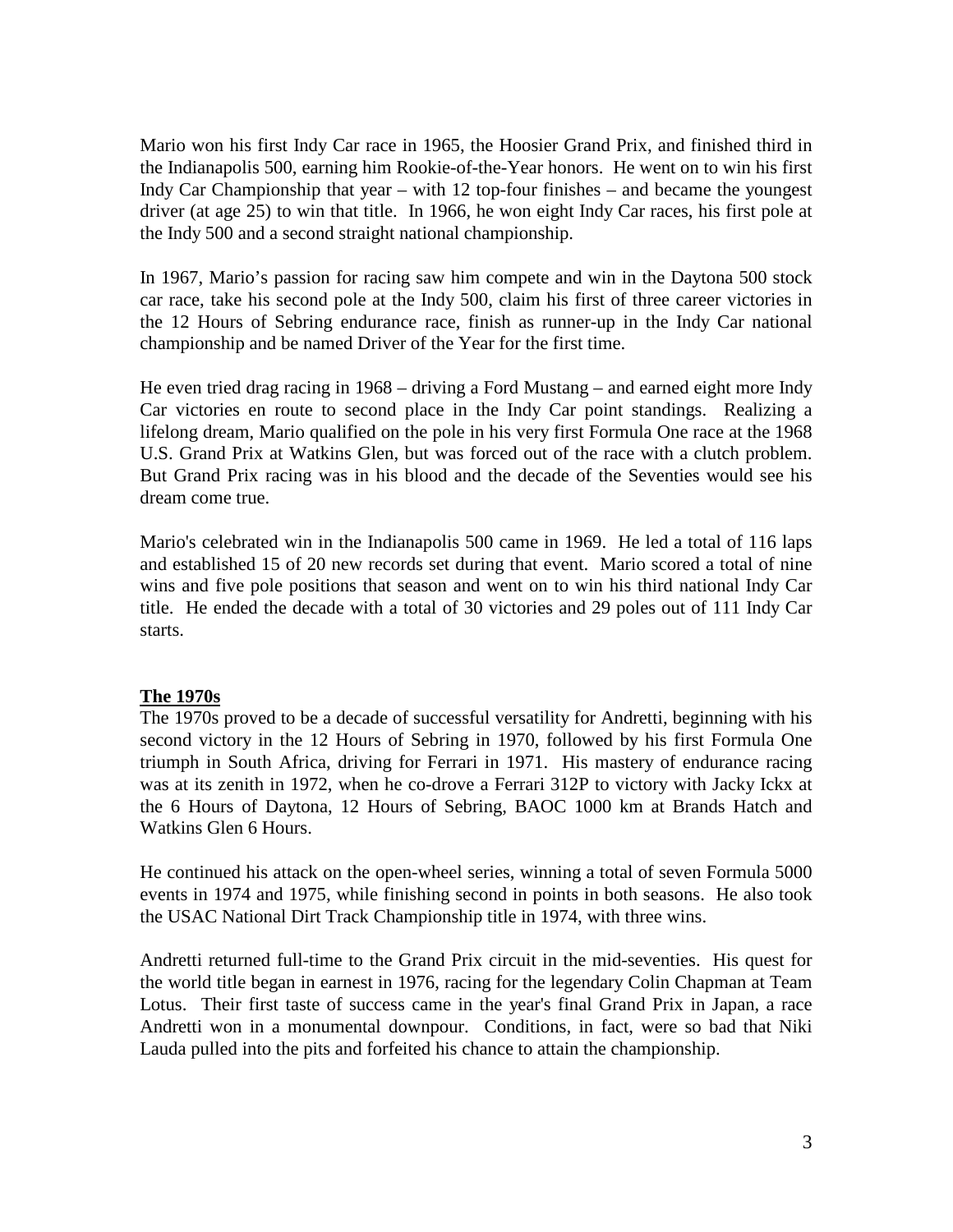Mario won his first Indy Car race in 1965, the Hoosier Grand Prix, and finished third in the Indianapolis 500, earning him Rookie-of-the-Year honors. He went on to win his first Indy Car Championship that year – with 12 top-four finishes – and became the youngest driver (at age 25) to win that title. In 1966, he won eight Indy Car races, his first pole at the Indy 500 and a second straight national championship.

In 1967, Mario's passion for racing saw him compete and win in the Daytona 500 stock car race, take his second pole at the Indy 500, claim his first of three career victories in the 12 Hours of Sebring endurance race, finish as runner-up in the Indy Car national championship and be named Driver of the Year for the first time.

He even tried drag racing in 1968 – driving a Ford Mustang – and earned eight more Indy Car victories en route to second place in the Indy Car point standings. Realizing a lifelong dream, Mario qualified on the pole in his very first Formula One race at the 1968 U.S. Grand Prix at Watkins Glen, but was forced out of the race with a clutch problem. But Grand Prix racing was in his blood and the decade of the Seventies would see his dream come true.

Mario's celebrated win in the Indianapolis 500 came in 1969. He led a total of 116 laps and established 15 of 20 new records set during that event. Mario scored a total of nine wins and five pole positions that season and went on to win his third national Indy Car title. He ended the decade with a total of 30 victories and 29 poles out of 111 Indy Car starts.

## The 1970s

The 1970s proved to be a decade of successful versatility for Andretti, beginning with his second victory in the 12 Hours of Sebring in 1970, followed by his first Formula One triumph in South Africa, driving for Ferrari in 1971. His mastery of endurance racing was at its zenith in 1972, when he co-drove a Ferrari 312P to victory with Jacky Ickx at the 6 Hours of Daytona, 12 Hours of Sebring, BAOC 1000 km at Brands Hatch and Watkins Glen 6 Hours.

He continued his attack on the open-wheel series, winning a total of seven Formula 5000 events in 1974 and 1975, while finishing second in points in both seasons. He also took the USAC National Dirt Track Championship title in 1974, with three wins.

Andretti returned full-time to the Grand Prix circuit in the mid-seventies. His quest for the world title began in earnest in 1976, racing for the legendary Colin Chapman at Team Lotus. Their first taste of success came in the year's final Grand Prix in Japan, a race Andretti won in a monumental downpour. Conditions, in fact, were so bad that Niki Lauda pulled into the pits and forfeited his chance to attain the championship.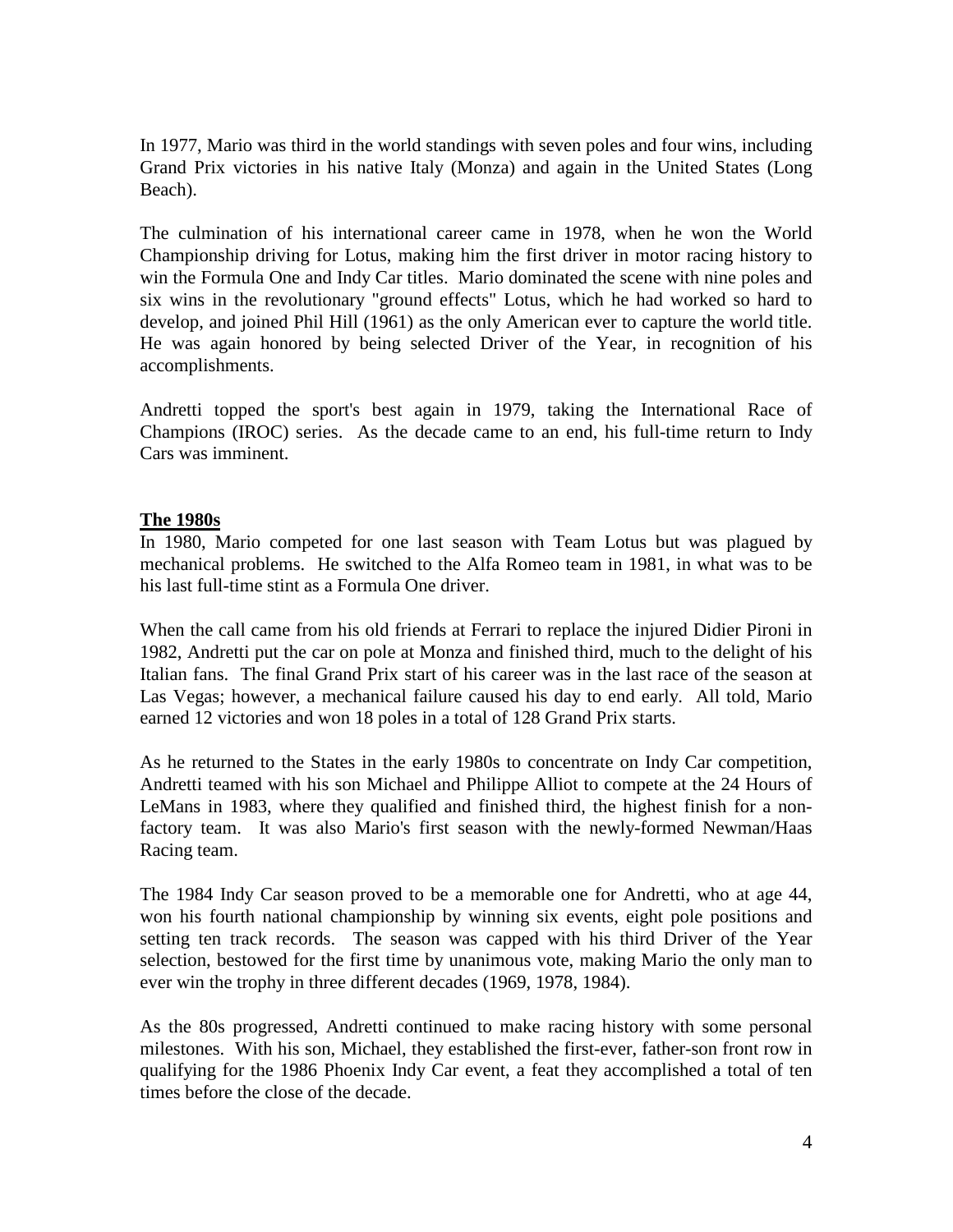In 1977, Mario was third in the world standings with seven poles and four wins, including Grand Prix victories in his native Italy (Monza) and again in the United States (Long Beach).

The culmination of his international career came in 1978, when he won the World Championship driving for Lotus, making him the first driver in motor racing history to win the Formula One and Indy Car titles. Mario dominated the scene with nine poles and six wins in the revolutionary "ground effects" Lotus, which he had worked so hard to develop, and joined Phil Hill (1961) as the only American ever to capture the world title. He was again honored by being selected Driver of the Year, in recognition of his accomplishments.

Andretti topped the sport's best again in 1979, taking the International Race of Champions (IROC) series. As the decade came to an end, his full-time return to Indy Cars was imminent.

## The 1980s

In 1980, Mario competed for one last season with Team Lotus but was plagued by mechanical problems. He switched to the Alfa Romeo team in 1981, in what was to be his last full-time stint as a Formula One driver.

When the call came from his old friends at Ferrari to replace the injured Didier Pironi in 1982, Andretti put the car on pole at Monza and finished third, much to the delight of his Italian fans. The final Grand Prix start of his career was in the last race of the season at Las Vegas; however, a mechanical failure caused his day to end early. All told, Mario earned 12 victories and won 18 poles in a total of 128 Grand Prix starts.

As he returned to the States in the early 1980s to concentrate on Indy Car competition, Andretti teamed with his son Michael and Philippe Alliot to compete at the 24 Hours of LeMans in 1983, where they qualified and finished third, the highest finish for a non-factory team. It was also Mario's first season with the newly-formed Newman/Haas Racing team.

The 1984 Indy Car season proved to be a memorable one for Andretti, who at age 44, won his fourth national championship by winning six events, eight pole positions and setting ten track records. The season was capped with his third Driver of the Year selection, bestowed for the first time by unanimous vote, making Mario the only man to ever win the trophy in three different decades (1969, 1978, 1984).

As the 80s progressed, Andretti continued to make racing history with some personal milestones. With his son, Michael, they established the first-ever, father-son front row in qualifying for the 1986 Phoenix Indy Car event, a feat they accomplished a total of ten times before the close of the decade.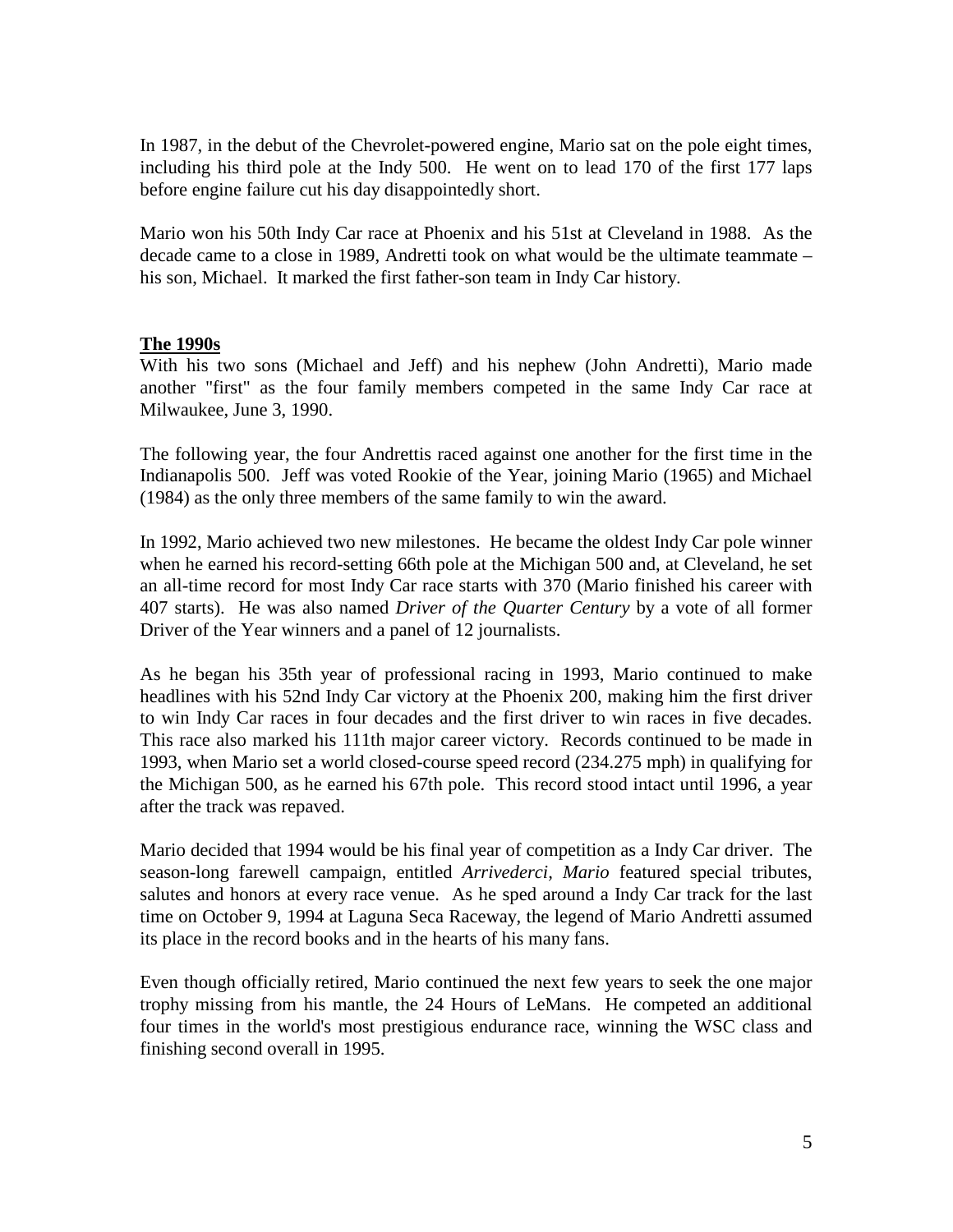In 1987, in the debut of the Chevrolet-powered engine, Mario sat on the pole eight times, including his third pole at the Indy 500. He went on to lead 170 of the first 177 laps before engine failure cut his day disappointedly short.

Mario won his 50th Indy Car race at Phoenix and his 51st at Cleveland in 1988. As the decade came to a close in 1989, Andretti took on what would be the ultimate teammate – his son, Michael. It marked the first father-son team in Indy Car history.

## The 1990s

With his two sons (Michael and Jeff) and his nephew (John Andretti), Mario made another "first" as the four family members competed in the same Indy Car race at Milwaukee, June 3, 1990.

The following year, the four Andrettis raced against one another for the first time in the Indianapolis 500. Jeff was voted Rookie of the Year, joining Mario (1965) and Michael (1984) as the only three members of the same family to win the award.

In 1992, Mario achieved two new milestones. He became the oldest Indy Car pole winner when he earned his record-setting 66th pole at the Michigan 500 and, at Cleveland, he set an all-time record for most Indy Car race starts with 370 (Mario finished his career with 407 starts). He was also named *Driver of the Quarter Century* by a vote of all former Driver of the Year winners and a panel of 12 journalists.

As he began his 35th year of professional racing in 1993, Mario continued to make headlines with his 52nd Indy Car victory at the Phoenix 200, making him the first driver to win Indy Car races in four decades and the first driver to win races in five decades. This race also marked his 111th major career victory. Records continued to be made in 1993, when Mario set a world closed-course speed record (234.275 mph) in qualifying for the Michigan 500, as he earned his 67th pole. This record stood intact until 1996, a year after the track was repaved.

Mario decided that 1994 would be his final year of competition as a Indy Car driver. The season-long farewell campaign, entitled *Arrivederci, Mario* featured special tributes, salutes and honors at every race venue. As he sped around a Indy Car track for the last time on October 9, 1994 at Laguna Seca Raceway, the legend of Mario Andretti assumed its place in the record books and in the hearts of his many fans.

Even though officially retired, Mario continued the next few years to seek the one major trophy missing from his mantle, the 24 Hours of LeMans. He competed an additional four times in the world's most prestigious endurance race, winning the WSC class and finishing second overall in 1995.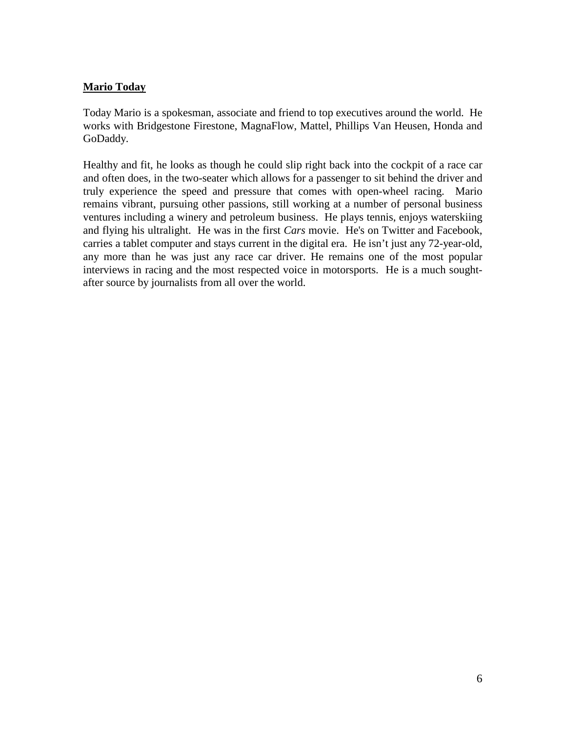**Mario Today**

Today Mario is a spokesman, associate and friend to top executives around the world. He works with Bridgestone Firestone, MagnaFlow, Mattel, Phillips Van Heusen, Honda and GoDaddy.

Healthy and fit, he looks as though he could slip right back into the cockpit of a race car and often does, in the two-seater which allows for a passenger to sit behind the driver and truly experience the speed and pressure that comes with open-wheel racing. Mario remains vibrant, pursuing other passions, still working at a number of personal business ventures including a winery and petroleum business. He plays tennis, enjoys waterskiing and flying his ultralight. He was in the first *Cars* movie. He's on Twitter and Facebook, carries a tablet computer and stays current in the digital era. He isn't just any 72-year-old, any more than he was just any race car driver. He remains one of the most popular interviews in racing and the most respected voice in motorsports. He is a much sought-after source by journalists from all over the world.